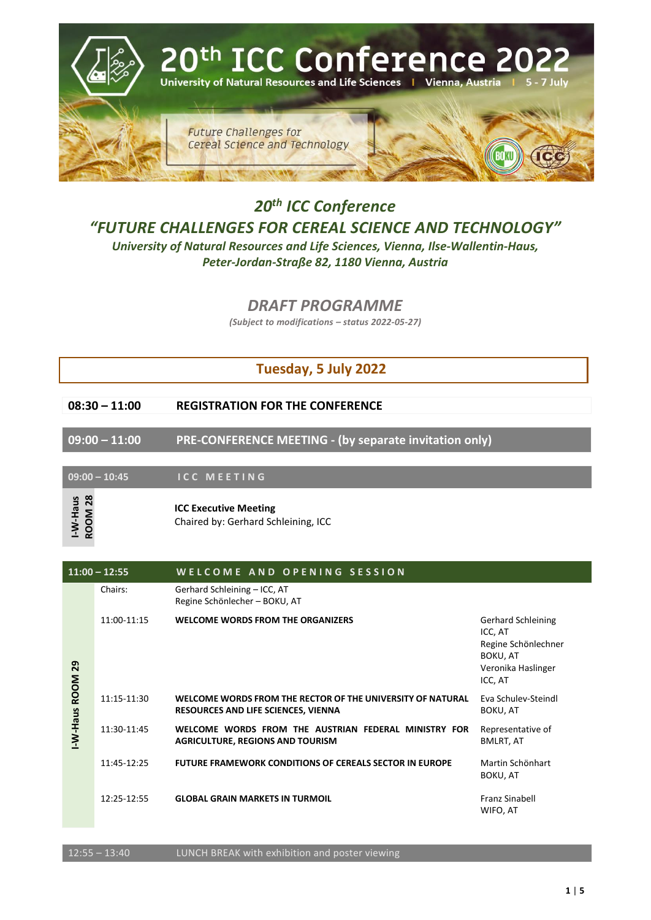# 20th ICC Conference 2022

University of Natural Resources and Life Sciences | Vienna, Austria | 5 - 7 July

Future Challenges for Cereal Science and Technology

## *20th ICC Conference*

## *"FUTURE CHALLENGES FOR CEREAL SCIENCE AND TECHNOLOGY"*

***University of Natural Resources and Life Sciences, Vienna, Ilse-Wallentin-Haus, Peter-Jordan-Straße 82, 1180 Vienna, Austria***

## *DRAFT PROGRAMME*

***(Subject to modifications – status 2022-05-27)***

## Tuesday, 5 July 2022

**08:30 – 11:00 REGISTRATION FOR THE CONFERENCE**

**09:00 – 11:00 PRE-CONFERENCE MEETING - (by separate invitation only)**

**09:00 – 10:45 ICC MEETING**

I-W-Haus ROOM 28

**ICC Executive Meeting**
Chaired by: Gerhard Schleining, ICC

**11:00 – 12:55 WELCOME AND OPENING SESSION**

I-W-Haus ROOM 29

Chairs: Gerhard Schleining – ICC, AT; Regine Schönlecher – BOKU, AT

| Time | Session | Speaker |
|---|---|---|
| 11:00-11:15 | **WELCOME WORDS FROM THE ORGANIZERS** | Gerhard Schleining ICC, AT<br>Regine Schönlechner BOKU, AT<br>Veronika Haslinger ICC, AT |
| 11:15-11:30 | **WELCOME WORDS FROM THE RECTOR OF THE UNIVERSITY OF NATURAL RESOURCES AND LIFE SCIENCES, VIENNA** | Eva Schulev-Steindl BOKU, AT |
| 11:30-11:45 | **WELCOME WORDS FROM THE AUSTRIAN FEDERAL MINISTRY FOR AGRICULTURE, REGIONS AND TOURISM** | Representative of BMLRT, AT |
| 11:45-12:25 | **FUTURE FRAMEWORK CONDITIONS OF CEREALS SECTOR IN EUROPE** | Martin Schönhart BOKU, AT |
| 12:25-12:55 | **GLOBAL GRAIN MARKETS IN TURMOIL** | Franz Sinabell WIFO, AT |

12:55 – 13:40 LUNCH BREAK with exhibition and poster viewing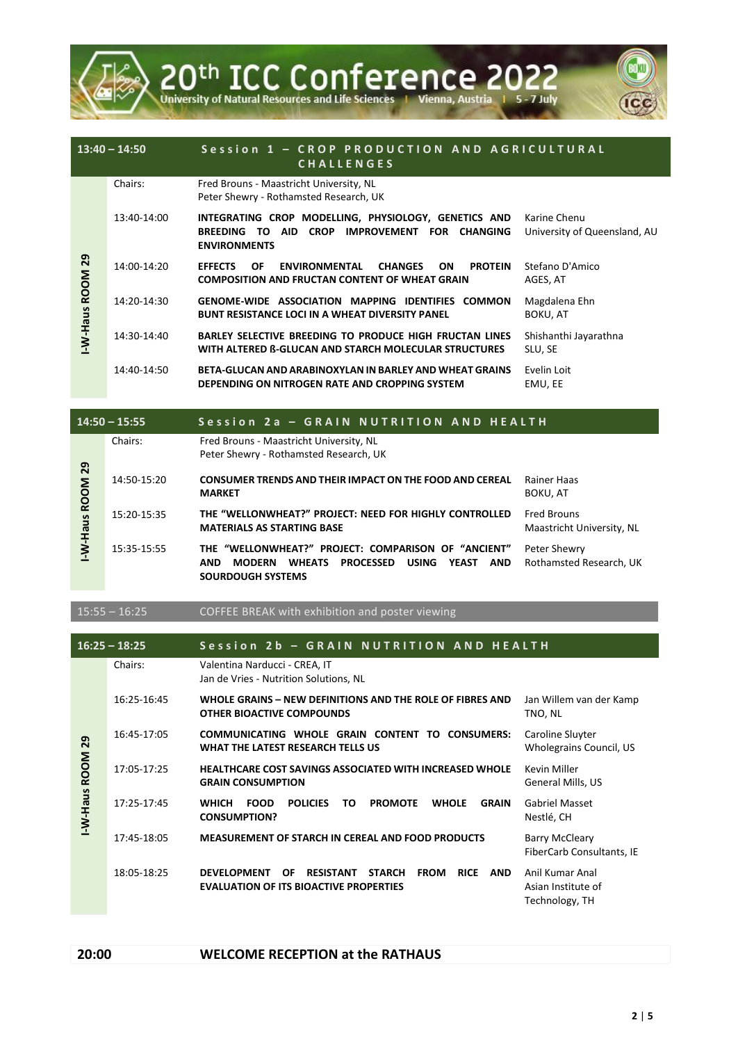## 13:40 – 14:50 Session 1 – CROP PRODUCTION AND AGRICULTURAL CHALLENGES

**I-W-Haus ROOM 29**

| | | |
|---|---|---|
| Chairs: | Fred Brouns - Maastricht University, NL<br>Peter Shewry - Rothamsted Research, UK | |
| 13:40-14:00 | **INTEGRATING CROP MODELLING, PHYSIOLOGY, GENETICS AND BREEDING TO AID CROP IMPROVEMENT FOR CHANGING ENVIRONMENTS** | Karine Chenu<br>University of Queensland, AU |
| 14:00-14:20 | **EFFECTS OF ENVIRONMENTAL CHANGES ON PROTEIN COMPOSITION AND FRUCTAN CONTENT OF WHEAT GRAIN** | Stefano D'Amico<br>AGES, AT |
| 14:20-14:30 | **GENOME-WIDE ASSOCIATION MAPPING IDENTIFIES COMMON BUNT RESISTANCE LOCI IN A WHEAT DIVERSITY PANEL** | Magdalena Ehn<br>BOKU, AT |
| 14:30-14:40 | **BARLEY SELECTIVE BREEDING TO PRODUCE HIGH FRUCTAN LINES WITH ALTERED ß-GLUCAN AND STARCH MOLECULAR STRUCTURES** | Shishanthi Jayarathna<br>SLU, SE |
| 14:40-14:50 | **BETA-GLUCAN AND ARABINOXYLAN IN BARLEY AND WHEAT GRAINS DEPENDING ON NITROGEN RATE AND CROPPING SYSTEM** | Evelin Loit<br>EMU, EE |

## 14:50 – 15:55 Session 2a – GRAIN NUTRITION AND HEALTH

**I-W-Haus ROOM 29**

| | | |
|---|---|---|
| Chairs: | Fred Brouns - Maastricht University, NL<br>Peter Shewry - Rothamsted Research, UK | |
| 14:50-15:20 | **CONSUMER TRENDS AND THEIR IMPACT ON THE FOOD AND CEREAL MARKET** | Rainer Haas<br>BOKU, AT |
| 15:20-15:35 | **THE "WELLONWHEAT?" PROJECT: NEED FOR HIGHLY CONTROLLED MATERIALS AS STARTING BASE** | Fred Brouns<br>Maastricht University, NL |
| 15:35-15:55 | **THE "WELLONWHEAT?" PROJECT: COMPARISON OF "ANCIENT" AND MODERN WHEATS PROCESSED USING YEAST AND SOURDOUGH SYSTEMS** | Peter Shewry<br>Rothamsted Research, UK |

15:55 – 16:25 COFFEE BREAK with exhibition and poster viewing

## 16:25 – 18:25 Session 2b – GRAIN NUTRITION AND HEALTH

**I-W-Haus ROOM 29**

| | | |
|---|---|---|
| Chairs: | Valentina Narducci - CREA, IT<br>Jan de Vries - Nutrition Solutions, NL | |
| 16:25-16:45 | **WHOLE GRAINS – NEW DEFINITIONS AND THE ROLE OF FIBRES AND OTHER BIOACTIVE COMPOUNDS** | Jan Willem van der Kamp<br>TNO, NL |
| 16:45-17:05 | **COMMUNICATING WHOLE GRAIN CONTENT TO CONSUMERS: WHAT THE LATEST RESEARCH TELLS US** | Caroline Sluyter<br>Wholegrains Council, US |
| 17:05-17:25 | **HEALTHCARE COST SAVINGS ASSOCIATED WITH INCREASED WHOLE GRAIN CONSUMPTION** | Kevin Miller<br>General Mills, US |
| 17:25-17:45 | **WHICH FOOD POLICIES TO PROMOTE WHOLE GRAIN CONSUMPTION?** | Gabriel Masset<br>Nestlé, CH |
| 17:45-18:05 | **MEASUREMENT OF STARCH IN CEREAL AND FOOD PRODUCTS** | Barry McCleary<br>FiberCarb Consultants, IE |
| 18:05-18:25 | **DEVELOPMENT OF RESISTANT STARCH FROM RICE AND EVALUATION OF ITS BIOACTIVE PROPERTIES** | Anil Kumar Anal<br>Asian Institute of Technology, TH |

## 20:00 WELCOME RECEPTION at the RATHAUS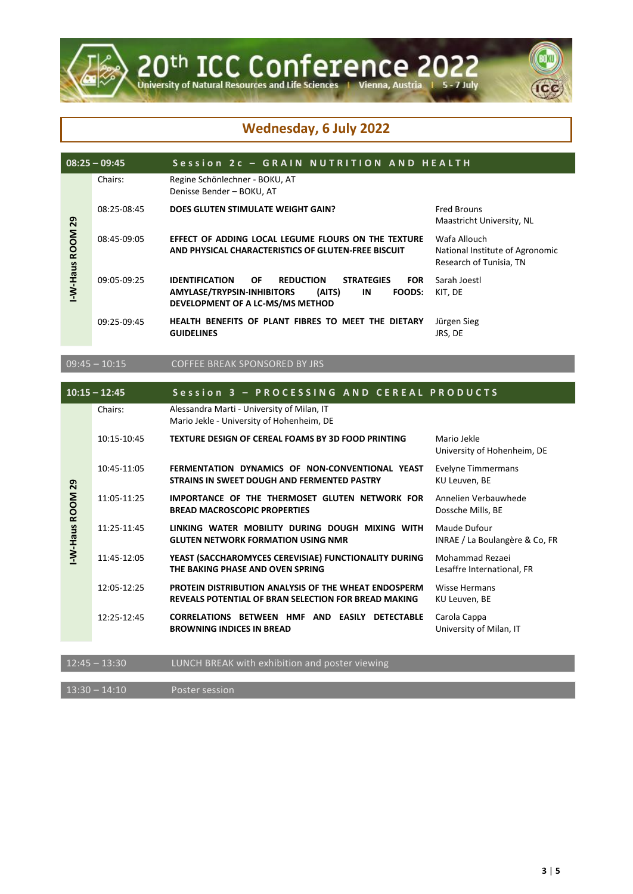## Wednesday, 6 July 2022

| 08:25 – 09:45 | Session 2c – GRAIN NUTRITION AND HEALTH | |
|---|---|---|
| **I-W-Haus ROOM 29** | | |
| Chairs: | Regine Schönlechner - BOKU, AT<br>Denisse Bender – BOKU, AT | |
| 08:25-08:45 | **DOES GLUTEN STIMULATE WEIGHT GAIN?** | Fred Brouns<br>Maastricht University, NL |
| 08:45-09:05 | **EFFECT OF ADDING LOCAL LEGUME FLOURS ON THE TEXTURE AND PHYSICAL CHARACTERISTICS OF GLUTEN-FREE BISCUIT** | Wafa Allouch<br>National Institute of Agronomic Research of Tunisia, TN |
| 09:05-09:25 | **IDENTIFICATION OF REDUCTION STRATEGIES FOR AMYLASE/TRYPSIN-INHIBITORS (AITS) IN FOODS: DEVELOPMENT OF A LC-MS/MS METHOD** | Sarah Joestl<br>KIT, DE |
| 09:25-09:45 | **HEALTH BENEFITS OF PLANT FIBRES TO MEET THE DIETARY GUIDELINES** | Jürgen Sieg<br>JRS, DE |

| 09:45 – 10:15 | COFFEE BREAK SPONSORED BY JRS |
|---|---|

| 10:15 – 12:45 | Session 3 – PROCESSING AND CEREAL PRODUCTS | |
|---|---|---|
| **I-W-Haus ROOM 29** | | |
| Chairs: | Alessandra Marti - University of Milan, IT<br>Mario Jekle - University of Hohenheim, DE | |
| 10:15-10:45 | **TEXTURE DESIGN OF CEREAL FOAMS BY 3D FOOD PRINTING** | Mario Jekle<br>University of Hohenheim, DE |
| 10:45-11:05 | **FERMENTATION DYNAMICS OF NON-CONVENTIONAL YEAST STRAINS IN SWEET DOUGH AND FERMENTED PASTRY** | Evelyne Timmermans<br>KU Leuven, BE |
| 11:05-11:25 | **IMPORTANCE OF THE THERMOSET GLUTEN NETWORK FOR BREAD MACROSCOPIC PROPERTIES** | Annelien Verbauwhede<br>Dossche Mills, BE |
| 11:25-11:45 | **LINKING WATER MOBILITY DURING DOUGH MIXING WITH GLUTEN NETWORK FORMATION USING NMR** | Maude Dufour<br>INRAE / La Boulangère & Co, FR |
| 11:45-12:05 | **YEAST (SACCHAROMYCES CEREVISIAE) FUNCTIONALITY DURING THE BAKING PHASE AND OVEN SPRING** | Mohammad Rezaei<br>Lesaffre International, FR |
| 12:05-12:25 | **PROTEIN DISTRIBUTION ANALYSIS OF THE WHEAT ENDOSPERM REVEALS POTENTIAL OF BRAN SELECTION FOR BREAD MAKING** | Wisse Hermans<br>KU Leuven, BE |
| 12:25-12:45 | **CORRELATIONS BETWEEN HMF AND EASILY DETECTABLE BROWNING INDICES IN BREAD** | Carola Cappa<br>University of Milan, IT |

| 12:45 – 13:30 | LUNCH BREAK with exhibition and poster viewing |
|---|---|
| 13:30 – 14:10 | Poster session |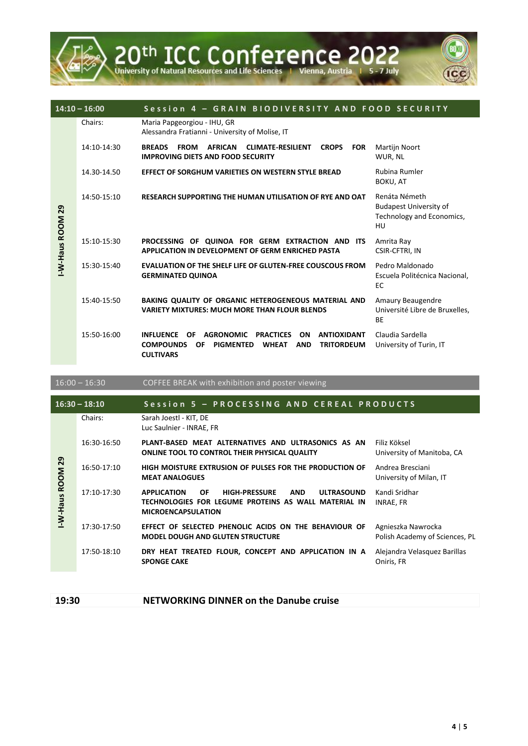## 14:10 – 16:00 Session 4 – GRAIN BIODIVERSITY AND FOOD SECURITY

**I-W-Haus ROOM 29**

| Time | Title | Speaker |
|---|---|---|
| Chairs: | Maria Papgeorgiou - IHU, GR<br>Alessandra Fratianni - University of Molise, IT | |
| 14:10-14:30 | **BREADS FROM AFRICAN CLIMATE-RESILIENT CROPS FOR IMPROVING DIETS AND FOOD SECURITY** | Martijn Noort<br>WUR, NL |
| 14.30-14.50 | **EFFECT OF SORGHUM VARIETIES ON WESTERN STYLE BREAD** | Rubina Rumler<br>BOKU, AT |
| 14:50-15:10 | **RESEARCH SUPPORTING THE HUMAN UTILISATION OF RYE AND OAT** | Renáta Németh<br>Budapest University of Technology and Economics, HU |
| 15:10-15:30 | **PROCESSING OF QUINOA FOR GERM EXTRACTION AND ITS APPLICATION IN DEVELOPMENT OF GERM ENRICHED PASTA** | Amrita Ray<br>CSIR-CFTRI, IN |
| 15:30-15:40 | **EVALUATION OF THE SHELF LIFE OF GLUTEN-FREE COUSCOUS FROM GERMINATED QUINOA** | Pedro Maldonado<br>Escuela Politécnica Nacional, EC |
| 15:40-15:50 | **BAKING QUALITY OF ORGANIC HETEROGENEOUS MATERIAL AND VARIETY MIXTURES: MUCH MORE THAN FLOUR BLENDS** | Amaury Beaugendre<br>Université Libre de Bruxelles, BE |
| 15:50-16:00 | **INFLUENCE OF AGRONOMIC PRACTICES ON ANTIOXIDANT COMPOUNDS OF PIGMENTED WHEAT AND TRITORDEUM CULTIVARS** | Claudia Sardella<br>University of Turin, IT |

**16:00 – 16:30** COFFEE BREAK with exhibition and poster viewing

## 16:30 – 18:10 Session 5 – PROCESSING AND CEREAL PRODUCTS

**I-W-Haus ROOM 29**

| Time | Title | Speaker |
|---|---|---|
| Chairs: | Sarah Joestl - KIT, DE<br>Luc Saulnier - INRAE, FR | |
| 16:30-16:50 | **PLANT-BASED MEAT ALTERNATIVES AND ULTRASONICS AS AN ONLINE TOOL TO CONTROL THEIR PHYSICAL QUALITY** | Filiz Köksel<br>University of Manitoba, CA |
| 16:50-17:10 | **HIGH MOISTURE EXTRUSION OF PULSES FOR THE PRODUCTION OF MEAT ANALOGUES** | Andrea Bresciani<br>University of Milan, IT |
| 17:10-17:30 | **APPLICATION OF HIGH-PRESSURE AND ULTRASOUND TECHNOLOGIES FOR LEGUME PROTEINS AS WALL MATERIAL IN MICROENCAPSULATION** | Kandi Sridhar<br>INRAE, FR |
| 17:30-17:50 | **EFFECT OF SELECTED PHENOLIC ACIDS ON THE BEHAVIOUR OF MODEL DOUGH AND GLUTEN STRUCTURE** | Agnieszka Nawrocka<br>Polish Academy of Sciences, PL |
| 17:50-18:10 | **DRY HEAT TREATED FLOUR, CONCEPT AND APPLICATION IN A SPONGE CAKE** | Alejandra Velasquez Barillas<br>Oniris, FR |

**19:30** **NETWORKING DINNER on the Danube cruise**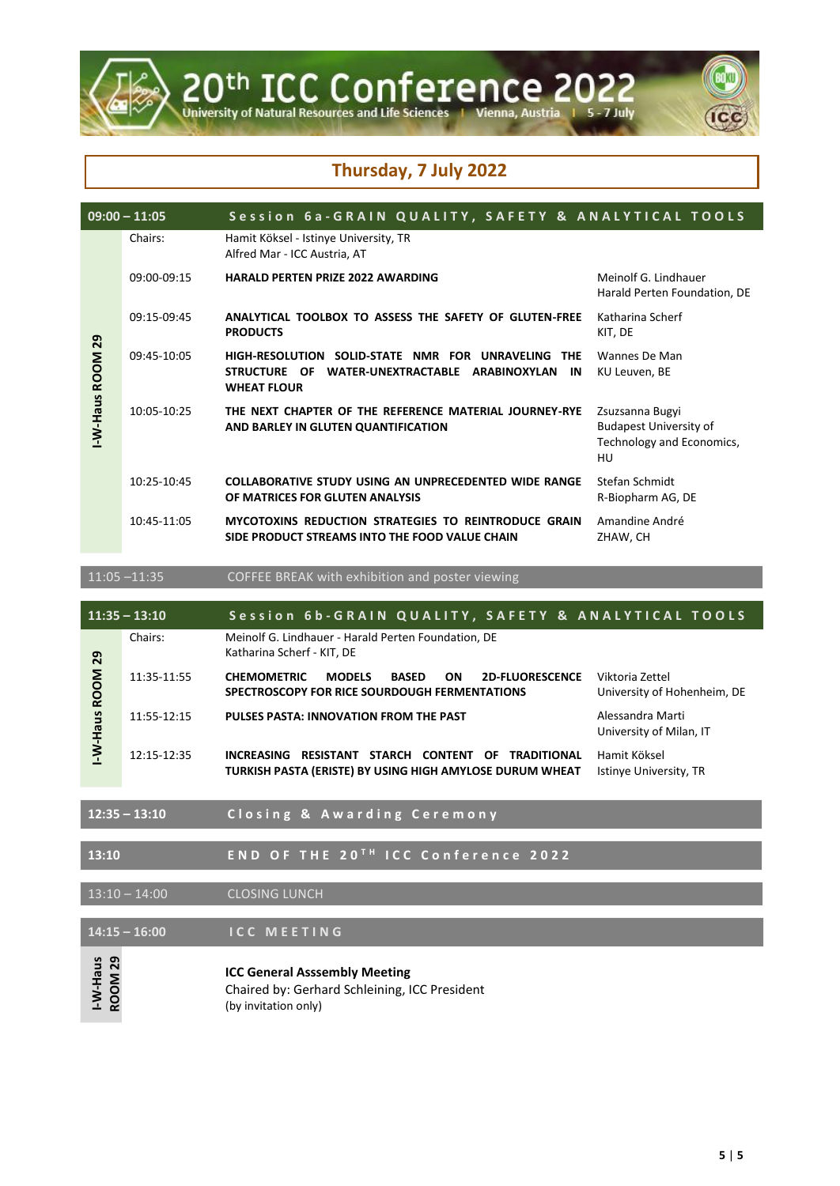# 20th ICC Conference 2022

University of Natural Resources and Life Sciences | Vienna, Austria | 5 - 7 July

## Thursday, 7 July 2022

| 09:00 – 11:05 | Session 6a-GRAIN QUALITY, SAFETY & ANALYTICAL TOOLS | |
|---|---|---|
| Chairs: | Hamit Köksel - Istinye University, TR<br>Alfred Mar - ICC Austria, AT | |
| 09:00-09:15 | **HARALD PERTEN PRIZE 2022 AWARDING** | Meinolf G. Lindhauer<br>Harald Perten Foundation, DE |
| 09:15-09:45 | **ANALYTICAL TOOLBOX TO ASSESS THE SAFETY OF GLUTEN-FREE PRODUCTS** | Katharina Scherf<br>KIT, DE |
| 09:45-10:05 | **HIGH-RESOLUTION SOLID-STATE NMR FOR UNRAVELING THE STRUCTURE OF WATER-UNEXTRACTABLE ARABINOXYLAN IN WHEAT FLOUR** | Wannes De Man<br>KU Leuven, BE |
| 10:05-10:25 | **THE NEXT CHAPTER OF THE REFERENCE MATERIAL JOURNEY-RYE AND BARLEY IN GLUTEN QUANTIFICATION** | Zsuzsanna Bugyi<br>Budapest University of Technology and Economics, HU |
| 10:25-10:45 | **COLLABORATIVE STUDY USING AN UNPRECEDENTED WIDE RANGE OF MATRICES FOR GLUTEN ANALYSIS** | Stefan Schmidt<br>R-Biopharm AG, DE |
| 10:45-11:05 | **MYCOTOXINS REDUCTION STRATEGIES TO REINTRODUCE GRAIN SIDE PRODUCT STREAMS INTO THE FOOD VALUE CHAIN** | Amandine André<br>ZHAW, CH |

I-W-Haus ROOM 29

| 11:05 –11:35 | COFFEE BREAK with exhibition and poster viewing |
|---|---|

| 11:35 – 13:10 | Session 6b-GRAIN QUALITY, SAFETY & ANALYTICAL TOOLS | |
|---|---|---|
| Chairs: | Meinolf G. Lindhauer - Harald Perten Foundation, DE<br>Katharina Scherf - KIT, DE | |
| 11:35-11:55 | **CHEMOMETRIC MODELS BASED ON 2D-FLUORESCENCE SPECTROSCOPY FOR RICE SOURDOUGH FERMENTATIONS** | Viktoria Zettel<br>University of Hohenheim, DE |
| 11:55-12:15 | **PULSES PASTA: INNOVATION FROM THE PAST** | Alessandra Marti<br>University of Milan, IT |
| 12:15-12:35 | **INCREASING RESISTANT STARCH CONTENT OF TRADITIONAL TURKISH PASTA (ERISTE) BY USING HIGH AMYLOSE DURUM WHEAT** | Hamit Köksel<br>Istinye University, TR |

I-W-Haus ROOM 29

| 12:35 – 13:10 | Closing & Awarding Ceremony |
|---|---|
| 13:10 | END OF THE 20TH ICC Conference 2022 |
| 13:10 – 14:00 | CLOSING LUNCH |
| 14:15 – 16:00 | ICC MEETING |

I-W-Haus ROOM 29

**ICC General Asssembly Meeting**
Chaired by: Gerhard Schleining, ICC President
(by invitation only)